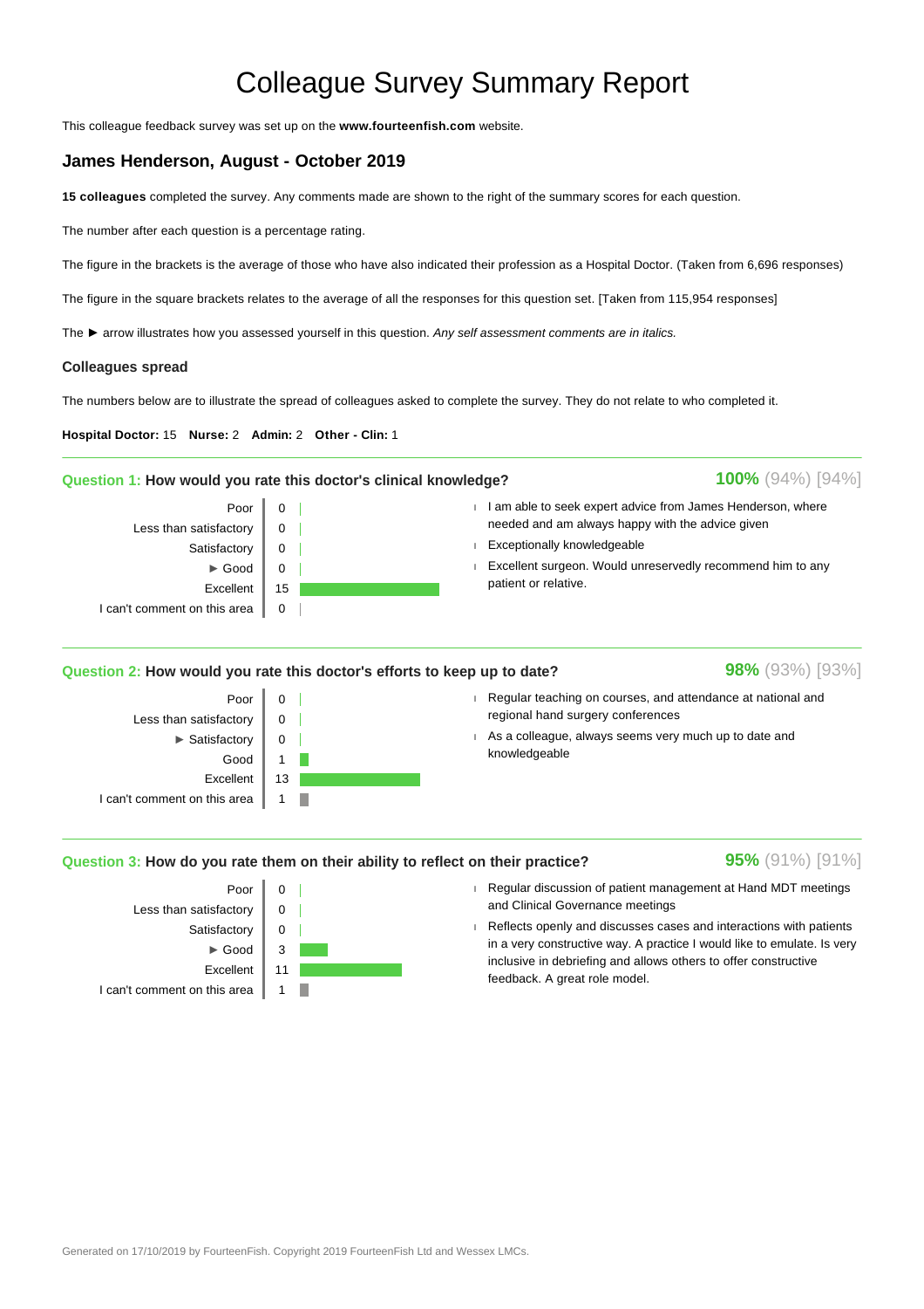# Colleague Survey Summary Report

This colleague feedback survey was set up on the **www.fourteenfish.com** website.

## James Henderson, August - October 2019

**15 colleagues** completed the survey. Any comments made are shown to the right of the summary scores for each question.

The number after each question is a percentage rating.

The figure in the brackets is the average of those who have also indicated their profession as a Hospital Doctor. (Taken from 6,696 responses)

The figure in the square brackets relates to the average of all the responses for this question set. [Taken from 115,954 responses]

The ► arrow illustrates how you assessed yourself in this question. *Any self assessment comments are in italics.*

### Colleagues spread

The numbers below are to illustrate the spread of colleagues asked to complete the survey. They do not relate to who completed it.

**Hospital Doctor:** 15 **Nurse:** 2 **Admin:** 2 **Other - Clin:** 1

---

### Question 1: How would you rate this doctor's clinical knowledge?

**100%** (94%) [94%]

| Rating | Count |
|---|---|
| Poor | 0 |
| Less than satisfactory | 0 |
| Satisfactory | 0 |
| ► Good | 0 |
| Excellent | 15 |
| I can't comment on this area | 0 |

- I am able to seek expert advice from James Henderson, where needed and am always happy with the advice given
- Exceptionally knowledgeable
- Excellent surgeon. Would unreservedly recommend him to any patient or relative.

---

### Question 2: How would you rate this doctor's efforts to keep up to date?

**98%** (93%) [93%]

| Rating | Count |
|---|---|
| Poor | 0 |
| Less than satisfactory | 0 |
| ► Satisfactory | 0 |
| Good | 1 |
| Excellent | 13 |
| I can't comment on this area | 1 |

- Regular teaching on courses, and attendance at national and regional hand surgery conferences
- As a colleague, always seems very much up to date and knowledgeable

---

### Question 3: How do you rate them on their ability to reflect on their practice?

**95%** (91%) [91%]

| Rating | Count |
|---|---|
| Poor | 0 |
| Less than satisfactory | 0 |
| Satisfactory | 0 |
| ► Good | 3 |
| Excellent | 11 |
| I can't comment on this area | 1 |

- Regular discussion of patient management at Hand MDT meetings and Clinical Governance meetings
- Reflects openly and discusses cases and interactions with patients in a very constructive way. A practice I would like to emulate. Is very inclusive in debriefing and allows others to offer constructive feedback. A great role model.

Generated on 17/10/2019 by FourteenFish. Copyright 2019 FourteenFish Ltd and Wessex LMCs.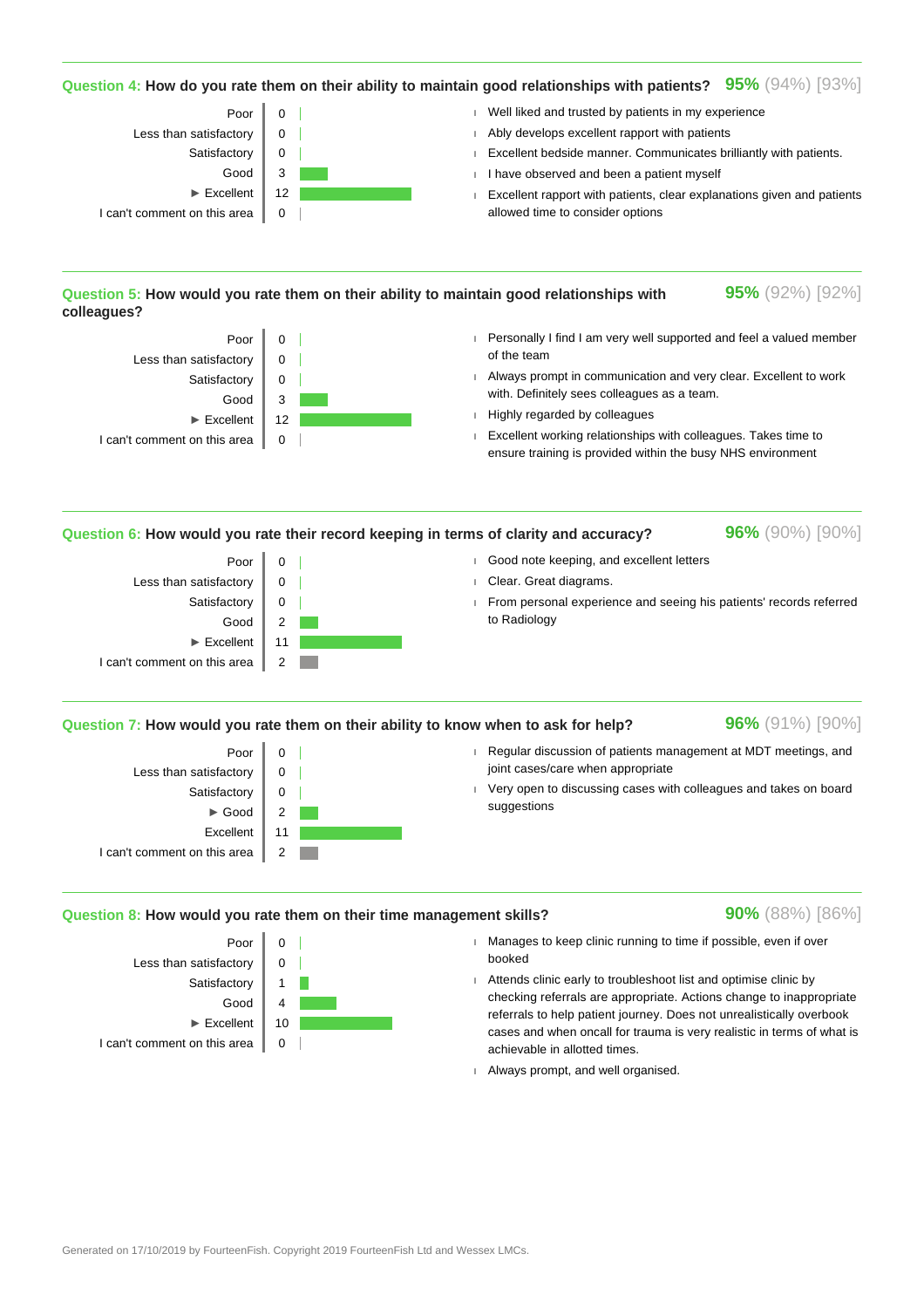## Question 4: How do you rate them on their ability to maintain good relationships with patients?

**95%** (94%) [93%]

| Rating | Count |
|---|---|
| Poor | 0 |
| Less than satisfactory | 0 |
| Satisfactory | 0 |
| Good | 3 |
| ► Excellent | 12 |
| I can't comment on this area | 0 |

- Well liked and trusted by patients in my experience
- Ably develops excellent rapport with patients
- Excellent bedside manner. Communicates brilliantly with patients.
- I have observed and been a patient myself
- Excellent rapport with patients, clear explanations given and patients allowed time to consider options

## Question 5: How would you rate them on their ability to maintain good relationships with colleagues?

**95%** (92%) [92%]

| Rating | Count |
|---|---|
| Poor | 0 |
| Less than satisfactory | 0 |
| Satisfactory | 0 |
| Good | 3 |
| ► Excellent | 12 |
| I can't comment on this area | 0 |

- Personally I find I am very well supported and feel a valued member of the team
- Always prompt in communication and very clear. Excellent to work with. Definitely sees colleagues as a team.
- Highly regarded by colleagues
- Excellent working relationships with colleagues. Takes time to ensure training is provided within the busy NHS environment

## Question 6: How would you rate their record keeping in terms of clarity and accuracy?

**96%** (90%) [90%]

| Rating | Count |
|---|---|
| Poor | 0 |
| Less than satisfactory | 0 |
| Satisfactory | 0 |
| Good | 2 |
| ► Excellent | 11 |
| I can't comment on this area | 2 |

- Good note keeping, and excellent letters
- Clear. Great diagrams.
- From personal experience and seeing his patients' records referred to Radiology

## Question 7: How would you rate them on their ability to know when to ask for help?

**96%** (91%) [90%]

| Rating | Count |
|---|---|
| Poor | 0 |
| Less than satisfactory | 0 |
| Satisfactory | 0 |
| ► Good | 2 |
| Excellent | 11 |
| I can't comment on this area | 2 |

- Regular discussion of patients management at MDT meetings, and joint cases/care when appropriate
- Very open to discussing cases with colleagues and takes on board suggestions

## Question 8: How would you rate them on their time management skills?

**90%** (88%) [86%]

| Rating | Count |
|---|---|
| Poor | 0 |
| Less than satisfactory | 0 |
| Satisfactory | 1 |
| Good | 4 |
| ► Excellent | 10 |
| I can't comment on this area | 0 |

- Manages to keep clinic running to time if possible, even if over booked
- Attends clinic early to troubleshoot list and optimise clinic by checking referrals are appropriate. Actions change to inappropriate referrals to help patient journey. Does not unrealistically overbook cases and when oncall for trauma is very realistic in terms of what is achievable in allotted times.
- Always prompt, and well organised.

Generated on 17/10/2019 by FourteenFish. Copyright 2019 FourteenFish Ltd and Wessex LMCs.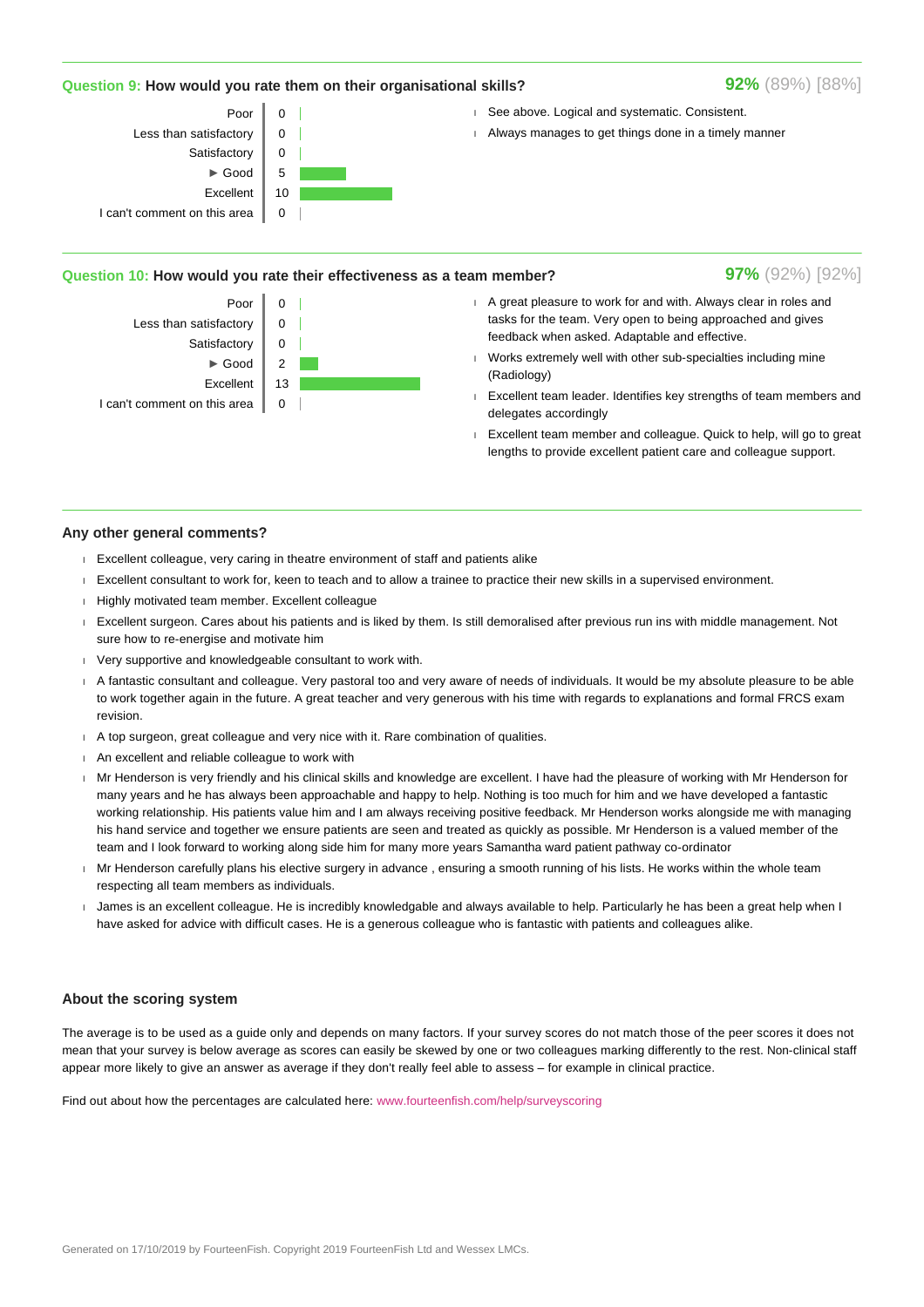## Question 9: How would you rate them on their organisational skills?

**92%** (89%) [88%]

Poor 0
Less than satisfactory 0
Satisfactory 0
► Good 5
Excellent 10
I can't comment on this area 0

- See above. Logical and systematic. Consistent.
- Always manages to get things done in a timely manner

## Question 10: How would you rate their effectiveness as a team member?

**97%** (92%) [92%]

Poor 0
Less than satisfactory 0
Satisfactory 0
► Good 2
Excellent 13
I can't comment on this area 0

- A great pleasure to work for and with. Always clear in roles and tasks for the team. Very open to being approached and gives feedback when asked. Adaptable and effective.
- Works extremely well with other sub-specialties including mine (Radiology)
- Excellent team leader. Identifies key strengths of team members and delegates accordingly
- Excellent team member and colleague. Quick to help, will go to great lengths to provide excellent patient care and colleague support.

## Any other general comments?

- Excellent colleague, very caring in theatre environment of staff and patients alike
- Excellent consultant to work for, keen to teach and to allow a trainee to practice their new skills in a supervised environment.
- Highly motivated team member. Excellent colleague
- Excellent surgeon. Cares about his patients and is liked by them. Is still demoralised after previous run ins with middle management. Not sure how to re-energise and motivate him
- Very supportive and knowledgeable consultant to work with.
- A fantastic consultant and colleague. Very pastoral too and very aware of needs of individuals. It would be my absolute pleasure to be able to work together again in the future. A great teacher and very generous with his time with regards to explanations and formal FRCS exam revision.
- A top surgeon, great colleague and very nice with it. Rare combination of qualities.
- An excellent and reliable colleague to work with
- Mr Henderson is very friendly and his clinical skills and knowledge are excellent. I have had the pleasure of working with Mr Henderson for many years and he has always been approachable and happy to help. Nothing is too much for him and we have developed a fantastic working relationship. His patients value him and I am always receiving positive feedback. Mr Henderson works alongside me with managing his hand service and together we ensure patients are seen and treated as quickly as possible. Mr Henderson is a valued member of the team and I look forward to working along side him for many more years Samantha ward patient pathway co-ordinator
- Mr Henderson carefully plans his elective surgery in advance , ensuring a smooth running of his lists. He works within the whole team respecting all team members as individuals.
- James is an excellent colleague. He is incredibly knowledgable and always available to help. Particularly he has been a great help when I have asked for advice with difficult cases. He is a generous colleague who is fantastic with patients and colleagues alike.

### About the scoring system

The average is to be used as a guide only and depends on many factors. If your survey scores do not match those of the peer scores it does not mean that your survey is below average as scores can easily be skewed by one or two colleagues marking differently to the rest. Non-clinical staff appear more likely to give an answer as average if they don't really feel able to assess – for example in clinical practice.

Find out about how the percentages are calculated here: www.fourteenfish.com/help/surveyscoring

Generated on 17/10/2019 by FourteenFish. Copyright 2019 FourteenFish Ltd and Wessex LMCs.